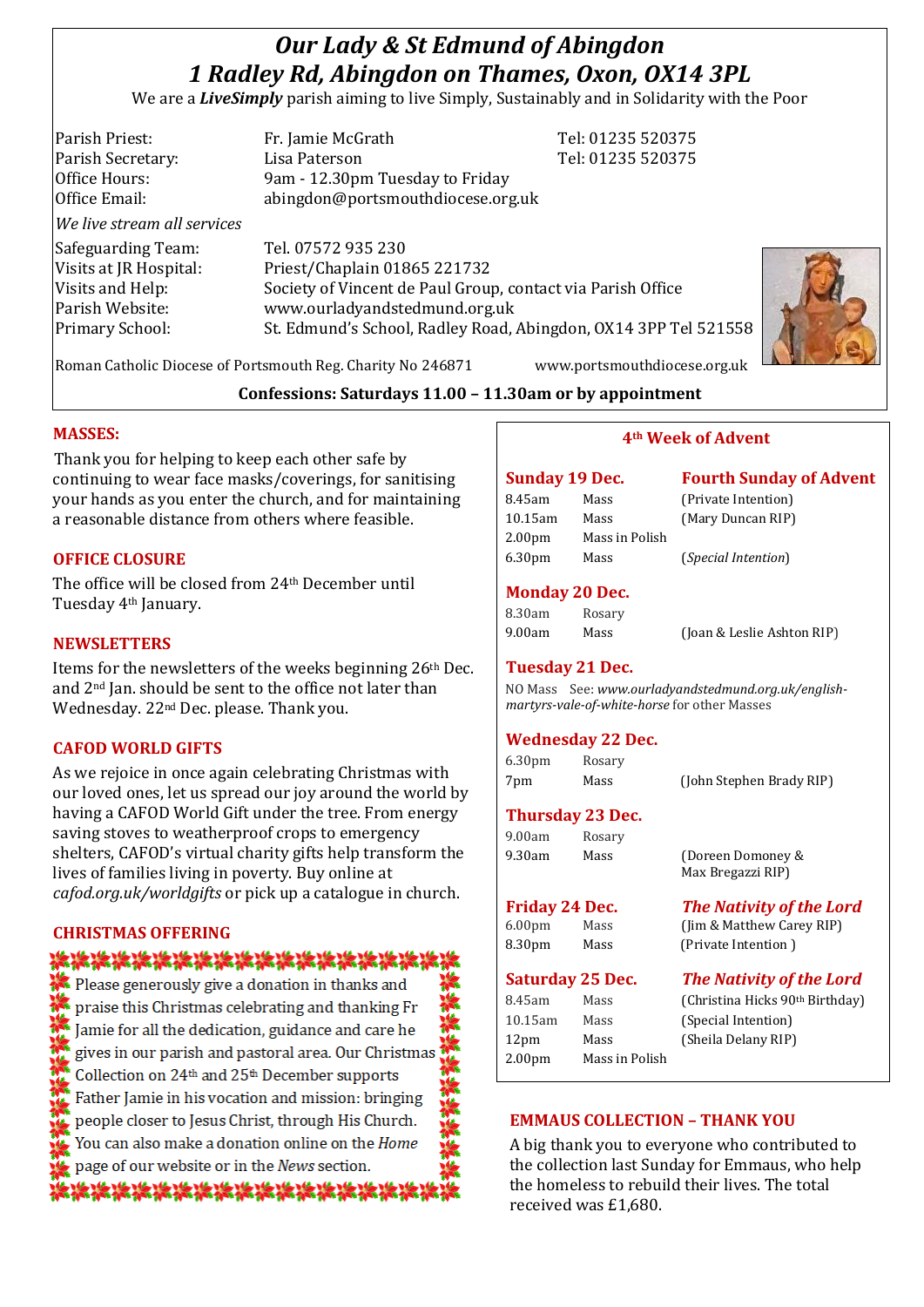# *Our Lady & St Edmund of Abingdon*
# *1 Radley Rd, Abingdon on Thames, Oxon, OX14 3PL*

We are a ***LiveSimply*** parish aiming to live Simply, Sustainably and in Solidarity with the Poor

| | | |
|---|---|---|
| Parish Priest: | Fr. Jamie McGrath | Tel: 01235 520375 |
| Parish Secretary: | Lisa Paterson | Tel: 01235 520375 |
| Office Hours: | 9am - 12.30pm Tuesday to Friday | |
| Office Email: | abingdon@portsmouthdiocese.org.uk | |

*We live stream all services*

| | |
|---|---|
| Safeguarding Team: | Tel. 07572 935 230 |
| Visits at JR Hospital: | Priest/Chaplain 01865 221732 |
| Visits and Help: | Society of Vincent de Paul Group, contact via Parish Office |
| Parish Website: | www.ourladyandstedmund.org.uk |
| Primary School: | St. Edmund's School, Radley Road, Abingdon, OX14 3PP Tel 521558 |

Roman Catholic Diocese of Portsmouth Reg. Charity No 246871 www.portsmouthdiocese.org.uk

**Confessions: Saturdays 11.00 – 11.30am or by appointment**

## MASSES:

Thank you for helping to keep each other safe by continuing to wear face masks/coverings, for sanitising your hands as you enter the church, and for maintaining a reasonable distance from others where feasible.

## OFFICE CLOSURE

The office will be closed from 24th December until Tuesday 4th January.

## NEWSLETTERS

Items for the newsletters of the weeks beginning 26th Dec. and 2nd Jan. should be sent to the office not later than Wednesday. 22nd Dec. please. Thank you.

## CAFOD WORLD GIFTS

As we rejoice in once again celebrating Christmas with our loved ones, let us spread our joy around the world by having a CAFOD World Gift under the tree. From energy saving stoves to weatherproof crops to emergency shelters, CAFOD's virtual charity gifts help transform the lives of families living in poverty. Buy online at *cafod.org.uk/worldgifts* or pick up a catalogue in church.

## CHRISTMAS OFFERING

Please generously give a donation in thanks and praise this Christmas celebrating and thanking Fr Jamie for all the dedication, guidance and care he gives in our parish and pastoral area. Our Christmas Collection on 24th and 25th December supports Father Jamie in his vocation and mission: bringing people closer to Jesus Christ, through His Church. You can also make a donation online on the *Home* page of our website or in the *News* section.

## 4th Week of Advent

**Sunday 19 Dec. — Fourth Sunday of Advent**

| | | |
|---|---|---|
| 8.45am | Mass | (Private Intention) |
| 10.15am | Mass | (Mary Duncan RIP) |
| 2.00pm | Mass in Polish | |
| 6.30pm | Mass | (*Special Intention*) |

**Monday 20 Dec.**

| | | |
|---|---|---|
| 8.30am | Rosary | |
| 9.00am | Mass | (Joan & Leslie Ashton RIP) |

**Tuesday 21 Dec.**

NO Mass See: *www.ourladyandstedmund.org.uk/english-martyrs-vale-of-white-horse* for other Masses

**Wednesday 22 Dec.**

| | | |
|---|---|---|
| 6.30pm | Rosary | |
| 7pm | Mass | (John Stephen Brady RIP) |

**Thursday 23 Dec.**

| | | |
|---|---|---|
| 9.00am | Rosary | |
| 9.30am | Mass | (Doreen Domoney & Max Bregazzi RIP) |

**Friday 24 Dec. — *The Nativity of the Lord***

| | | |
|---|---|---|
| 6.00pm | Mass | (Jim & Matthew Carey RIP) |
| 8.30pm | Mass | (Private Intention ) |

**Saturday 25 Dec. — *The Nativity of the Lord***

| | | |
|---|---|---|
| 8.45am | Mass | (Christina Hicks 90th Birthday) |
| 10.15am | Mass | (Special Intention) |
| 12pm | Mass | (Sheila Delany RIP) |
| 2.00pm | Mass in Polish | |

## EMMAUS COLLECTION – THANK YOU

A big thank you to everyone who contributed to the collection last Sunday for Emmaus, who help the homeless to rebuild their lives. The total received was £1,680.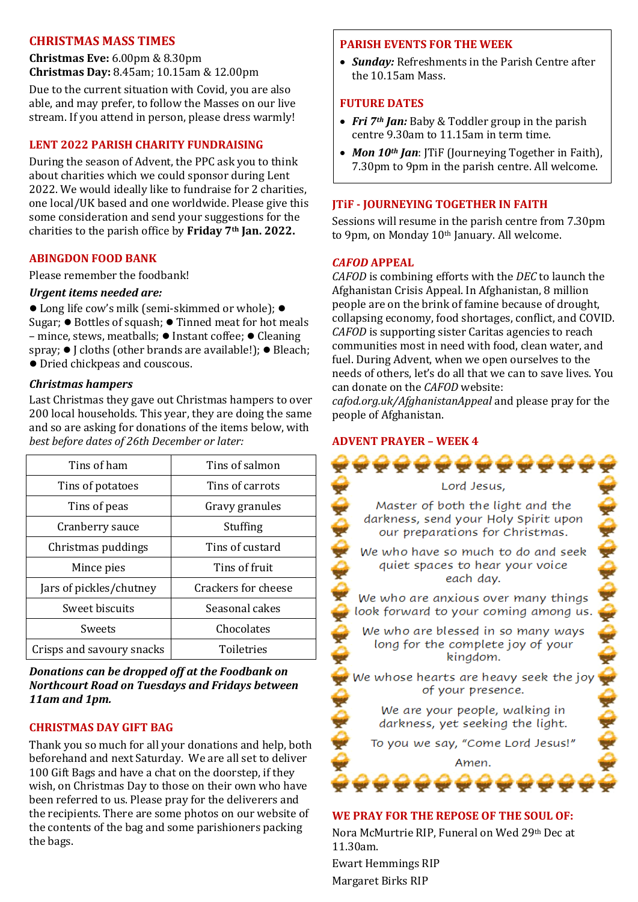## CHRISTMAS MASS TIMES

**Christmas Eve:** 6.00pm & 8.30pm
**Christmas Day:** 8.45am; 10.15am & 12.00pm

Due to the current situation with Covid, you are also able, and may prefer, to follow the Masses on our live stream. If you attend in person, please dress warmly!

## LENT 2022 PARISH CHARITY FUNDRAISING

During the season of Advent, the PPC ask you to think about charities which we could sponsor during Lent 2022. We would ideally like to fundraise for 2 charities, one local/UK based and one worldwide. Please give this some consideration and send your suggestions for the charities to the parish office by **Friday 7th Jan. 2022.**

## ABINGDON FOOD BANK

Please remember the foodbank!

***Urgent items needed are:***

● Long life cow's milk (semi-skimmed or whole); ● Sugar; ● Bottles of squash; ● Tinned meat for hot meals – mince, stews, meatballs; ● Instant coffee; ● Cleaning spray; ● J cloths (other brands are available!); ● Bleach; ● Dried chickpeas and couscous.

***Christmas hampers***

Last Christmas they gave out Christmas hampers to over 200 local households. This year, they are doing the same and so are asking for donations of the items below, with *best before dates of 26th December or later:*

| | |
|---|---|
| Tins of ham | Tins of salmon |
| Tins of potatoes | Tins of carrots |
| Tins of peas | Gravy granules |
| Cranberry sauce | Stuffing |
| Christmas puddings | Tins of custard |
| Mince pies | Tins of fruit |
| Jars of pickles/chutney | Crackers for cheese |
| Sweet biscuits | Seasonal cakes |
| Sweets | Chocolates |
| Crisps and savoury snacks | Toiletries |

***Donations can be dropped off at the Foodbank on Northcourt Road on Tuesdays and Fridays between 11am and 1pm.***

## CHRISTMAS DAY GIFT BAG

Thank you so much for all your donations and help, both beforehand and next Saturday. We are all set to deliver 100 Gift Bags and have a chat on the doorstep, if they wish, on Christmas Day to those on their own who have been referred to us. Please pray for the deliverers and the recipients. There are some photos on our website of the contents of the bag and some parishioners packing the bags.

## PARISH EVENTS FOR THE WEEK

- ***Sunday:*** Refreshments in the Parish Centre after the 10.15am Mass.

## FUTURE DATES

- ***Fri 7th Jan:*** Baby & Toddler group in the parish centre 9.30am to 11.15am in term time.
- ***Mon 10th Jan***: JTiF (Journeying Together in Faith), 7.30pm to 9pm in the parish centre. All welcome.

## JTiF - JOURNEYING TOGETHER IN FAITH

Sessions will resume in the parish centre from 7.30pm to 9pm, on Monday 10th January. All welcome.

## *CAFOD* APPEAL

*CAFOD* is combining efforts with the *DEC* to launch the Afghanistan Crisis Appeal. In Afghanistan, 8 million people are on the brink of famine because of drought, collapsing economy, food shortages, conflict, and COVID. *CAFOD* is supporting sister Caritas agencies to reach communities most in need with food, clean water, and fuel. During Advent, when we open ourselves to the needs of others, let's do all that we can to save lives. You can donate on the *CAFOD* website: *cafod.org.uk/AfghanistanAppeal* and please pray for the people of Afghanistan.

## ADVENT PRAYER – WEEK 4

Lord Jesus,

Master of both the light and the darkness, send your Holy Spirit upon our preparations for Christmas.

We who have so much to do and seek quiet spaces to hear your voice each day.

We who are anxious over many things look forward to your coming among us.

We who are blessed in so many ways long for the complete joy of your kingdom.

We whose hearts are heavy seek the joy of your presence.

We are your people, walking in darkness, yet seeking the light.

To you we say, "Come Lord Jesus!"

Amen.

## WE PRAY FOR THE REPOSE OF THE SOUL OF:

Nora McMurtrie RIP, Funeral on Wed 29th Dec at 11.30am.

Ewart Hemmings RIP

Margaret Birks RIP